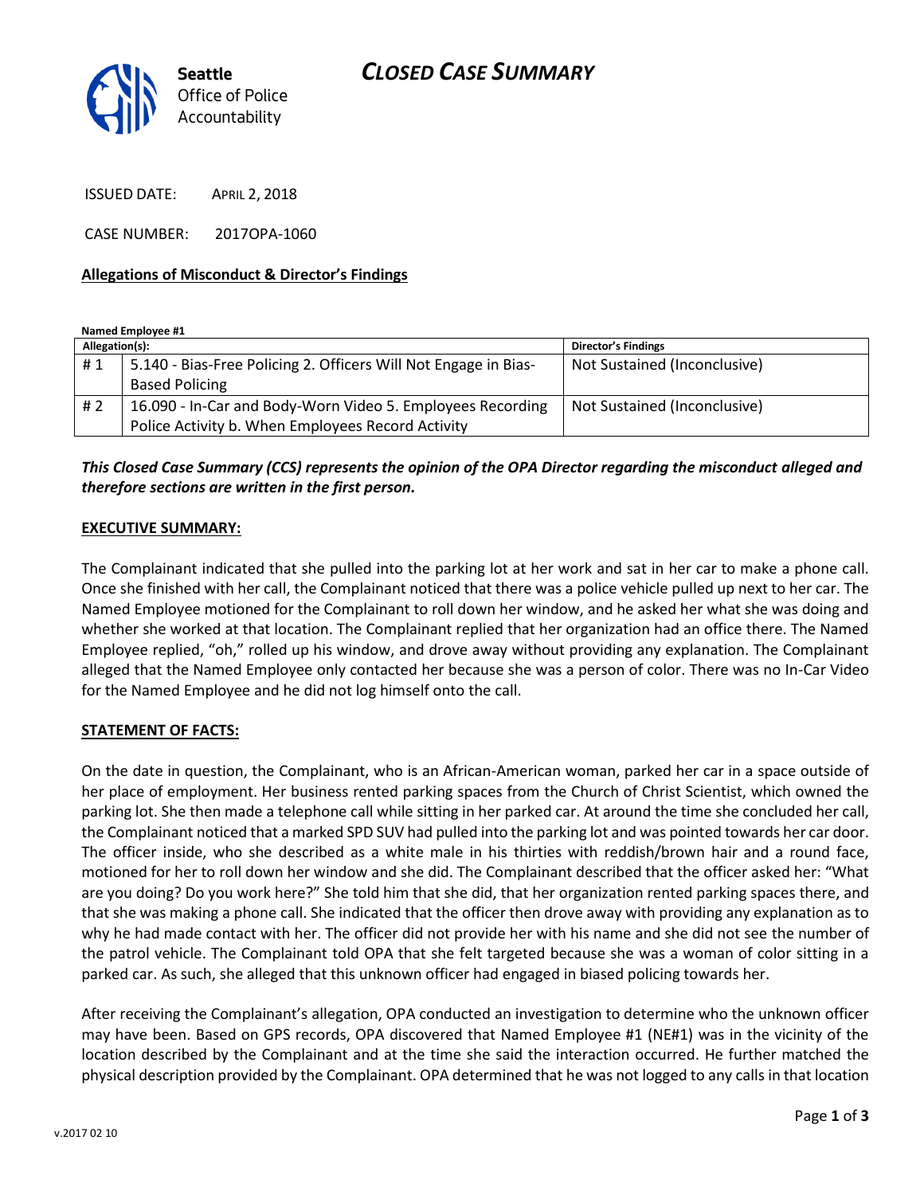# CLOSED CASE SUMMARY

Seattle
Office of Police Accountability

ISSUED DATE: APRIL 2, 2018

CASE NUMBER: 2017OPA-1060

**Allegations of Misconduct & Director's Findings**

**Named Employee #1**

| Allegation(s): | | Director's Findings |
|---|---|---|
| # 1 | 5.140 - Bias-Free Policing 2. Officers Will Not Engage in Bias-Based Policing | Not Sustained (Inconclusive) |
| # 2 | 16.090 - In-Car and Body-Worn Video 5. Employees Recording Police Activity b. When Employees Record Activity | Not Sustained (Inconclusive) |

***This Closed Case Summary (CCS) represents the opinion of the OPA Director regarding the misconduct alleged and therefore sections are written in the first person.***

**EXECUTIVE SUMMARY:**

The Complainant indicated that she pulled into the parking lot at her work and sat in her car to make a phone call. Once she finished with her call, the Complainant noticed that there was a police vehicle pulled up next to her car. The Named Employee motioned for the Complainant to roll down her window, and he asked her what she was doing and whether she worked at that location. The Complainant replied that her organization had an office there. The Named Employee replied, "oh," rolled up his window, and drove away without providing any explanation. The Complainant alleged that the Named Employee only contacted her because she was a person of color. There was no In-Car Video for the Named Employee and he did not log himself onto the call.

**STATEMENT OF FACTS:**

On the date in question, the Complainant, who is an African-American woman, parked her car in a space outside of her place of employment. Her business rented parking spaces from the Church of Christ Scientist, which owned the parking lot. She then made a telephone call while sitting in her parked car. At around the time she concluded her call, the Complainant noticed that a marked SPD SUV had pulled into the parking lot and was pointed towards her car door. The officer inside, who she described as a white male in his thirties with reddish/brown hair and a round face, motioned for her to roll down her window and she did. The Complainant described that the officer asked her: "What are you doing? Do you work here?" She told him that she did, that her organization rented parking spaces there, and that she was making a phone call. She indicated that the officer then drove away with providing any explanation as to why he had made contact with her. The officer did not provide her with his name and she did not see the number of the patrol vehicle. The Complainant told OPA that she felt targeted because she was a woman of color sitting in a parked car. As such, she alleged that this unknown officer had engaged in biased policing towards her.

After receiving the Complainant's allegation, OPA conducted an investigation to determine who the unknown officer may have been. Based on GPS records, OPA discovered that Named Employee #1 (NE#1) was in the vicinity of the location described by the Complainant and at the time she said the interaction occurred. He further matched the physical description provided by the Complainant. OPA determined that he was not logged to any calls in that location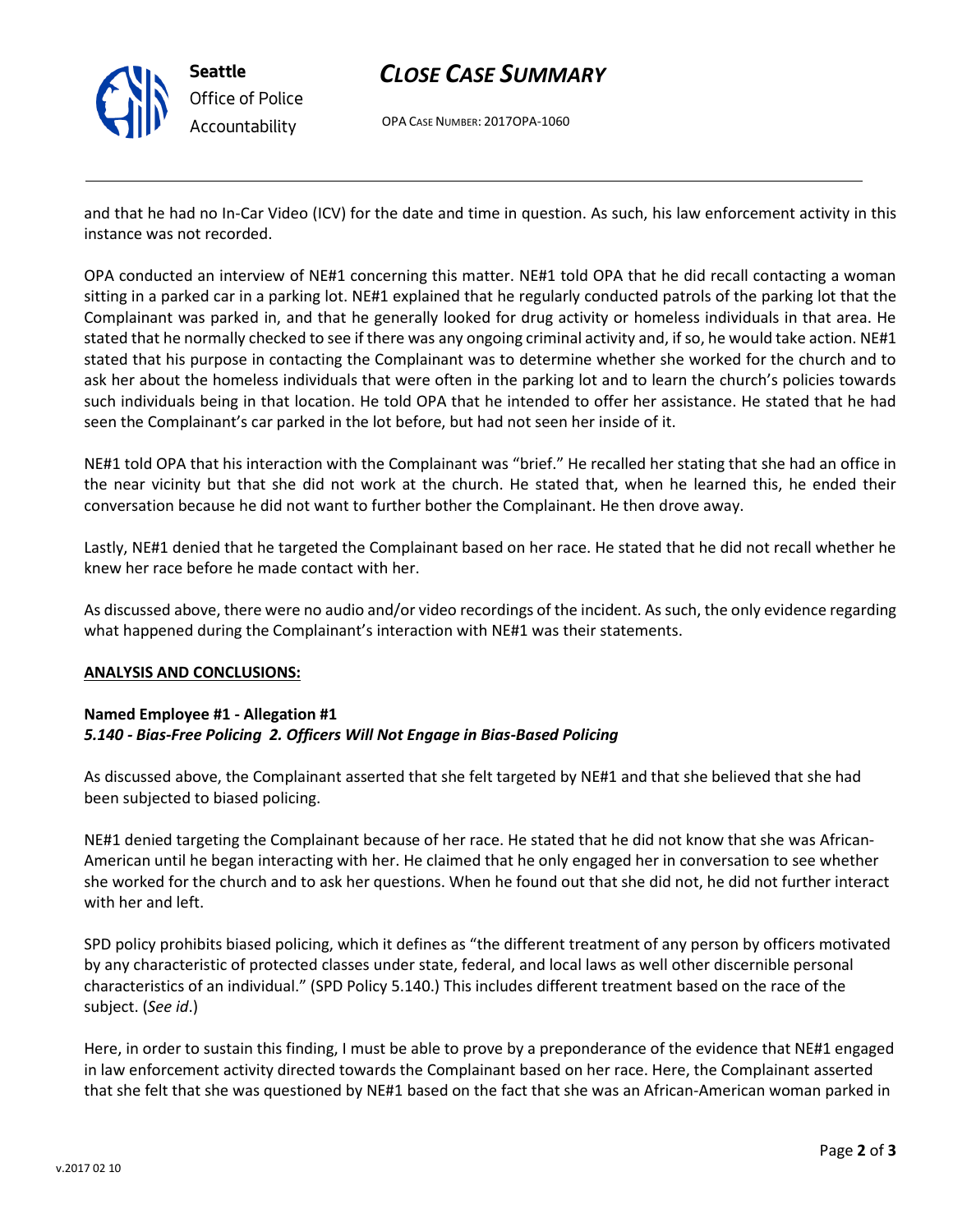and that he had no In-Car Video (ICV) for the date and time in question. As such, his law enforcement activity in this instance was not recorded.

OPA conducted an interview of NE#1 concerning this matter. NE#1 told OPA that he did recall contacting a woman sitting in a parked car in a parking lot. NE#1 explained that he regularly conducted patrols of the parking lot that the Complainant was parked in, and that he generally looked for drug activity or homeless individuals in that area. He stated that he normally checked to see if there was any ongoing criminal activity and, if so, he would take action. NE#1 stated that his purpose in contacting the Complainant was to determine whether she worked for the church and to ask her about the homeless individuals that were often in the parking lot and to learn the church's policies towards such individuals being in that location. He told OPA that he intended to offer her assistance. He stated that he had seen the Complainant's car parked in the lot before, but had not seen her inside of it.

NE#1 told OPA that his interaction with the Complainant was "brief." He recalled her stating that she had an office in the near vicinity but that she did not work at the church. He stated that, when he learned this, he ended their conversation because he did not want to further bother the Complainant. He then drove away.

Lastly, NE#1 denied that he targeted the Complainant based on her race. He stated that he did not recall whether he knew her race before he made contact with her.

As discussed above, there were no audio and/or video recordings of the incident. As such, the only evidence regarding what happened during the Complainant's interaction with NE#1 was their statements.

**ANALYSIS AND CONCLUSIONS:**

**Named Employee #1 - Allegation #1**
***5.140 - Bias-Free Policing 2. Officers Will Not Engage in Bias-Based Policing***

As discussed above, the Complainant asserted that she felt targeted by NE#1 and that she believed that she had been subjected to biased policing.

NE#1 denied targeting the Complainant because of her race. He stated that he did not know that she was African-American until he began interacting with her. He claimed that he only engaged her in conversation to see whether she worked for the church and to ask her questions. When he found out that she did not, he did not further interact with her and left.

SPD policy prohibits biased policing, which it defines as "the different treatment of any person by officers motivated by any characteristic of protected classes under state, federal, and local laws as well other discernible personal characteristics of an individual." (SPD Policy 5.140.) This includes different treatment based on the race of the subject. (*See id*.)

Here, in order to sustain this finding, I must be able to prove by a preponderance of the evidence that NE#1 engaged in law enforcement activity directed towards the Complainant based on her race. Here, the Complainant asserted that she felt that she was questioned by NE#1 based on the fact that she was an African-American woman parked in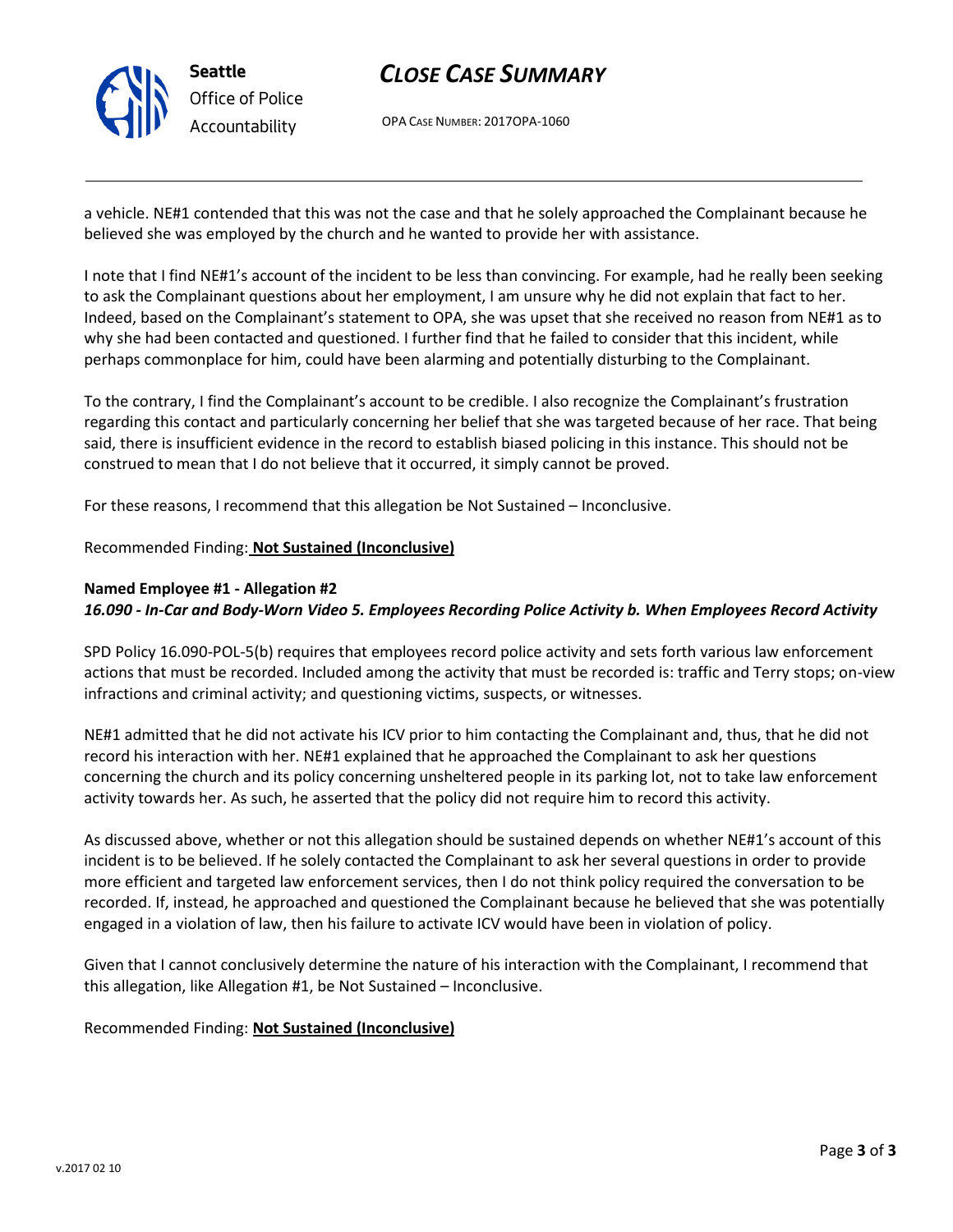a vehicle. NE#1 contended that this was not the case and that he solely approached the Complainant because he believed she was employed by the church and he wanted to provide her with assistance.

I note that I find NE#1's account of the incident to be less than convincing. For example, had he really been seeking to ask the Complainant questions about her employment, I am unsure why he did not explain that fact to her. Indeed, based on the Complainant's statement to OPA, she was upset that she received no reason from NE#1 as to why she had been contacted and questioned. I further find that he failed to consider that this incident, while perhaps commonplace for him, could have been alarming and potentially disturbing to the Complainant.

To the contrary, I find the Complainant's account to be credible. I also recognize the Complainant's frustration regarding this contact and particularly concerning her belief that she was targeted because of her race. That being said, there is insufficient evidence in the record to establish biased policing in this instance. This should not be construed to mean that I do not believe that it occurred, it simply cannot be proved.

For these reasons, I recommend that this allegation be Not Sustained – Inconclusive.

Recommended Finding: **Not Sustained (Inconclusive)**

**Named Employee #1 - Allegation #2**
***16.090 - In-Car and Body-Worn Video 5. Employees Recording Police Activity b. When Employees Record Activity***

SPD Policy 16.090-POL-5(b) requires that employees record police activity and sets forth various law enforcement actions that must be recorded. Included among the activity that must be recorded is: traffic and Terry stops; on-view infractions and criminal activity; and questioning victims, suspects, or witnesses.

NE#1 admitted that he did not activate his ICV prior to him contacting the Complainant and, thus, that he did not record his interaction with her. NE#1 explained that he approached the Complainant to ask her questions concerning the church and its policy concerning unsheltered people in its parking lot, not to take law enforcement activity towards her. As such, he asserted that the policy did not require him to record this activity.

As discussed above, whether or not this allegation should be sustained depends on whether NE#1's account of this incident is to be believed. If he solely contacted the Complainant to ask her several questions in order to provide more efficient and targeted law enforcement services, then I do not think policy required the conversation to be recorded. If, instead, he approached and questioned the Complainant because he believed that she was potentially engaged in a violation of law, then his failure to activate ICV would have been in violation of policy.

Given that I cannot conclusively determine the nature of his interaction with the Complainant, I recommend that this allegation, like Allegation #1, be Not Sustained – Inconclusive.

Recommended Finding: **Not Sustained (Inconclusive)**